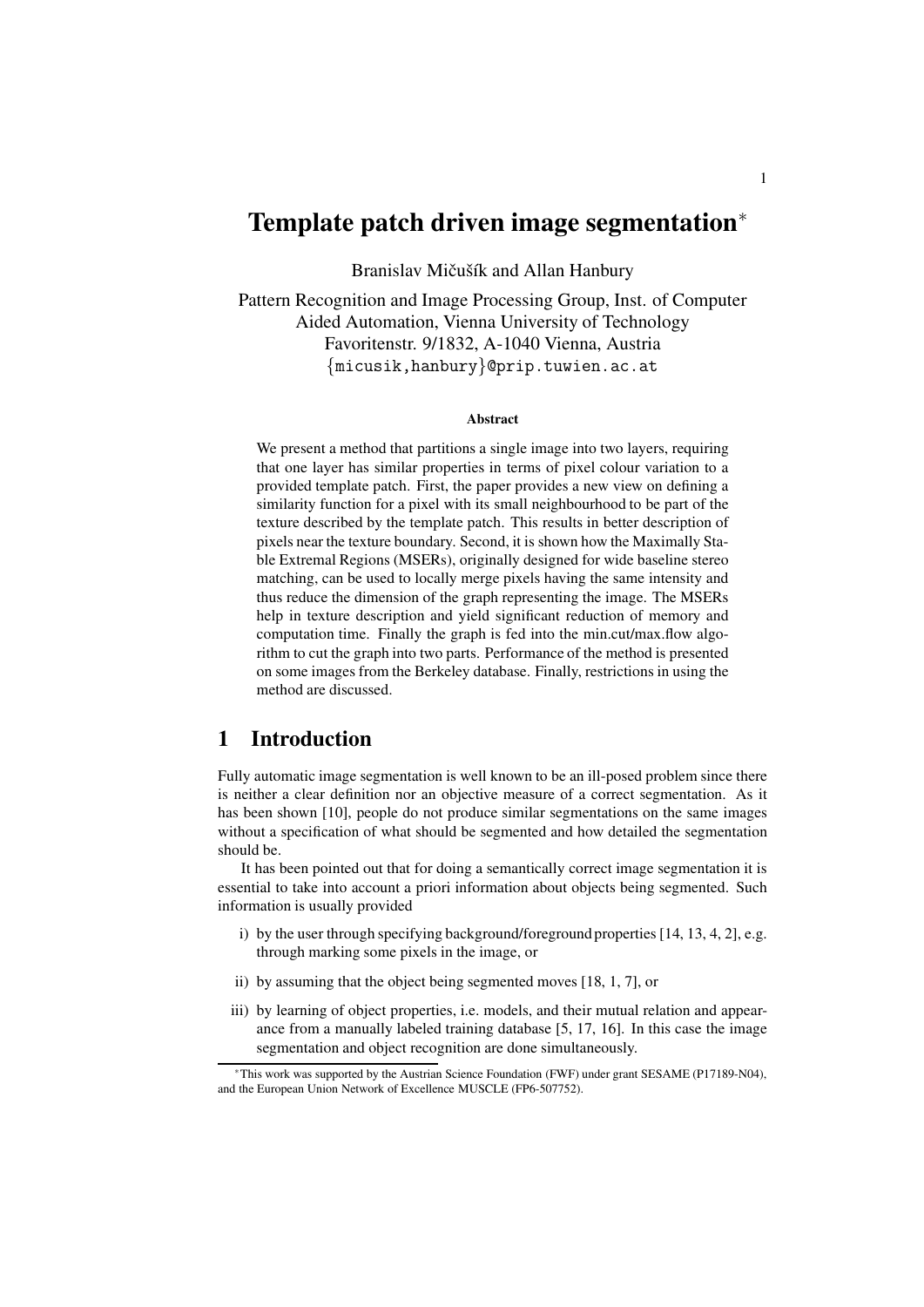# Template patch driven image segmentation*

Branislav Mičušík and Allan Hanbury

Pattern Recognition and Image Processing Group, Inst. of Computer Aided Automation, Vienna University of Technology
Favoritenstr. 9/1832, A-1040 Vienna, Austria
{micusik,hanbury}@prip.tuwien.ac.at

### Abstract

We present a method that partitions a single image into two layers, requiring that one layer has similar properties in terms of pixel colour variation to a provided template patch. First, the paper provides a new view on defining a similarity function for a pixel with its small neighbourhood to be part of the texture described by the template patch. This results in better description of pixels near the texture boundary. Second, it is shown how the Maximally Stable Extremal Regions (MSERs), originally designed for wide baseline stereo matching, can be used to locally merge pixels having the same intensity and thus reduce the dimension of the graph representing the image. The MSERs help in texture description and yield significant reduction of memory and computation time. Finally the graph is fed into the min.cut/max.flow algorithm to cut the graph into two parts. Performance of the method is presented on some images from the Berkeley database. Finally, restrictions in using the method are discussed.

## 1 Introduction

Fully automatic image segmentation is well known to be an ill-posed problem since there is neither a clear definition nor an objective measure of a correct segmentation. As it has been shown [10], people do not produce similar segmentations on the same images without a specification of what should be segmented and how detailed the segmentation should be.

It has been pointed out that for doing a semantically correct image segmentation it is essential to take into account a priori information about objects being segmented. Such information is usually provided

i) by the user through specifying background/foreground properties [14, 13, 4, 2], e.g. through marking some pixels in the image, or

ii) by assuming that the object being segmented moves [18, 1, 7], or

iii) by learning of object properties, i.e. models, and their mutual relation and appearance from a manually labeled training database [5, 17, 16]. In this case the image segmentation and object recognition are done simultaneously.

*This work was supported by the Austrian Science Foundation (FWF) under grant SESAME (P17189-N04), and the European Union Network of Excellence MUSCLE (FP6-507752).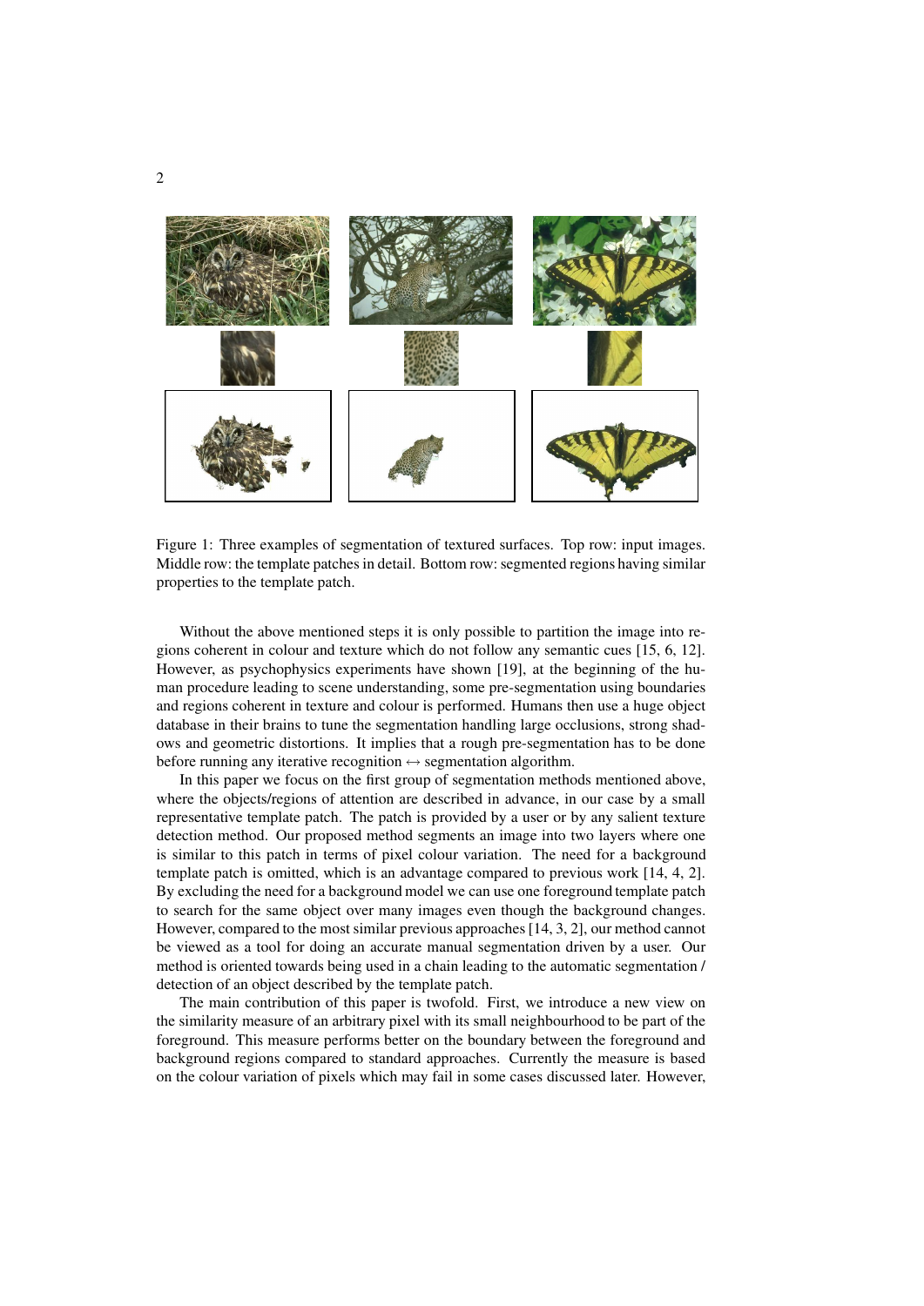Figure 1: Three examples of segmentation of textured surfaces. Top row: input images. Middle row: the template patches in detail. Bottom row: segmented regions having similar properties to the template patch.

Without the above mentioned steps it is only possible to partition the image into regions coherent in colour and texture which do not follow any semantic cues [15, 6, 12]. However, as psychophysics experiments have shown [19], at the beginning of the human procedure leading to scene understanding, some pre-segmentation using boundaries and regions coherent in texture and colour is performed. Humans then use a huge object database in their brains to tune the segmentation handling large occlusions, strong shadows and geometric distortions. It implies that a rough pre-segmentation has to be done before running any iterative recognition $\leftrightarrow$ segmentation algorithm.

In this paper we focus on the first group of segmentation methods mentioned above, where the objects/regions of attention are described in advance, in our case by a small representative template patch. The patch is provided by a user or by any salient texture detection method. Our proposed method segments an image into two layers where one is similar to this patch in terms of pixel colour variation. The need for a background template patch is omitted, which is an advantage compared to previous work [14, 4, 2]. By excluding the need for a background model we can use one foreground template patch to search for the same object over many images even though the background changes. However, compared to the most similar previous approaches [14, 3, 2], our method cannot be viewed as a tool for doing an accurate manual segmentation driven by a user. Our method is oriented towards being used in a chain leading to the automatic segmentation / detection of an object described by the template patch.

The main contribution of this paper is twofold. First, we introduce a new view on the similarity measure of an arbitrary pixel with its small neighbourhood to be part of the foreground. This measure performs better on the boundary between the foreground and background regions compared to standard approaches. Currently the measure is based on the colour variation of pixels which may fail in some cases discussed later. However,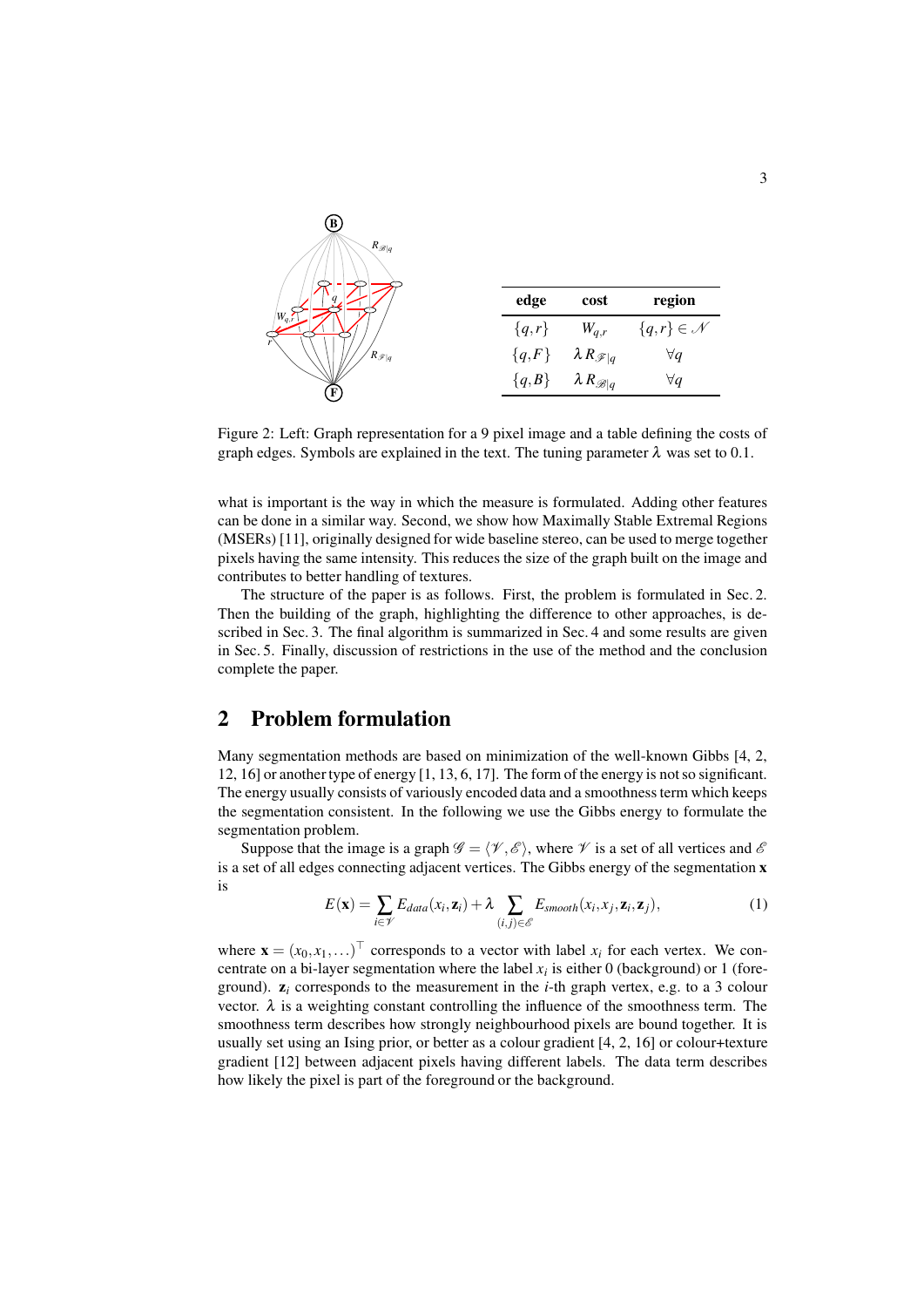| edge | cost | region |
|---|---|---|
| $\{q,r\}$ | $W_{q,r}$ | $\{q,r\} \in \mathscr{N}$ |
| $\{q,F\}$ | $\lambda R_{\mathscr{F}\vert q}$ | $\forall q$ |
| $\{q,B\}$ | $\lambda R_{\mathscr{B}\vert q}$ | $\forall q$ |

Figure 2: Left: Graph representation for a 9 pixel image and a table defining the costs of graph edges. Symbols are explained in the text. The tuning parameter $\lambda$ was set to 0.1.

what is important is the way in which the measure is formulated. Adding other features can be done in a similar way. Second, we show how Maximally Stable Extremal Regions (MSERs) [11], originally designed for wide baseline stereo, can be used to merge together pixels having the same intensity. This reduces the size of the graph built on the image and contributes to better handling of textures.

The structure of the paper is as follows. First, the problem is formulated in Sec. 2. Then the building of the graph, highlighting the difference to other approaches, is described in Sec. 3. The final algorithm is summarized in Sec. 4 and some results are given in Sec. 5. Finally, discussion of restrictions in the use of the method and the conclusion complete the paper.

## 2 Problem formulation

Many segmentation methods are based on minimization of the well-known Gibbs [4, 2, 12, 16] or another type of energy [1, 13, 6, 17]. The form of the energy is not so significant. The energy usually consists of variously encoded data and a smoothness term which keeps the segmentation consistent. In the following we use the Gibbs energy to formulate the segmentation problem.

Suppose that the image is a graph $\mathscr{G} = \langle \mathscr{V}, \mathscr{E} \rangle$, where $\mathscr{V}$ is a set of all vertices and $\mathscr{E}$ is a set of all edges connecting adjacent vertices. The Gibbs energy of the segmentation $\mathbf{x}$ is

$$E(\mathbf{x}) = \sum_{i \in \mathscr{V}} E_{data}(x_i, \mathbf{z}_i) + \lambda \sum_{(i,j) \in \mathscr{E}} E_{smooth}(x_i, x_j, \mathbf{z}_i, \mathbf{z}_j), \tag{1}$$

where $\mathbf{x} = (x_0, x_1, \ldots)^\top$ corresponds to a vector with label $x_i$ for each vertex. We concentrate on a bi-layer segmentation where the label $x_i$ is either 0 (background) or 1 (foreground). $\mathbf{z}_i$ corresponds to the measurement in the $i$-th graph vertex, e.g. to a 3 colour vector. $\lambda$ is a weighting constant controlling the influence of the smoothness term. The smoothness term describes how strongly neighbourhood pixels are bound together. It is usually set using an Ising prior, or better as a colour gradient [4, 2, 16] or colour+texture gradient [12] between adjacent pixels having different labels. The data term describes how likely the pixel is part of the foreground or the background.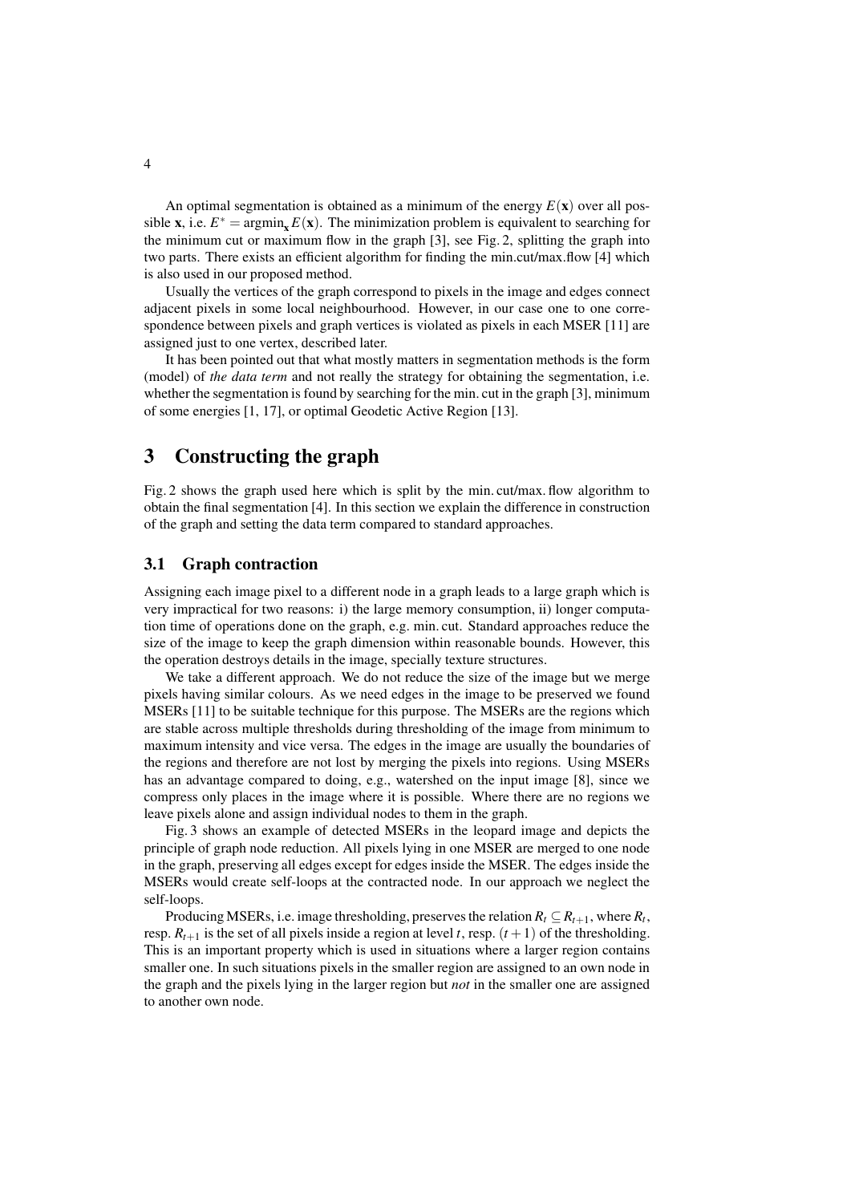An optimal segmentation is obtained as a minimum of the energy $E(\mathbf{x})$ over all possible $\mathbf{x}$, i.e. $E^* = \operatorname{argmin}_{\mathbf{x}} E(\mathbf{x})$. The minimization problem is equivalent to searching for the minimum cut or maximum flow in the graph [3], see Fig. 2, splitting the graph into two parts. There exists an efficient algorithm for finding the min.cut/max.flow [4] which is also used in our proposed method.

Usually the vertices of the graph correspond to pixels in the image and edges connect adjacent pixels in some local neighbourhood. However, in our case one to one correspondence between pixels and graph vertices is violated as pixels in each MSER [11] are assigned just to one vertex, described later.

It has been pointed out that what mostly matters in segmentation methods is the form (model) of *the data term* and not really the strategy for obtaining the segmentation, i.e. whether the segmentation is found by searching for the min. cut in the graph [3], minimum of some energies [1, 17], or optimal Geodetic Active Region [13].

## 3 Constructing the graph

Fig. 2 shows the graph used here which is split by the min. cut/max. flow algorithm to obtain the final segmentation [4]. In this section we explain the difference in construction of the graph and setting the data term compared to standard approaches.

### 3.1 Graph contraction

Assigning each image pixel to a different node in a graph leads to a large graph which is very impractical for two reasons: i) the large memory consumption, ii) longer computation time of operations done on the graph, e.g. min. cut. Standard approaches reduce the size of the image to keep the graph dimension within reasonable bounds. However, this the operation destroys details in the image, specially texture structures.

We take a different approach. We do not reduce the size of the image but we merge pixels having similar colours. As we need edges in the image to be preserved we found MSERs [11] to be suitable technique for this purpose. The MSERs are the regions which are stable across multiple thresholds during thresholding of the image from minimum to maximum intensity and vice versa. The edges in the image are usually the boundaries of the regions and therefore are not lost by merging the pixels into regions. Using MSERs has an advantage compared to doing, e.g., watershed on the input image [8], since we compress only places in the image where it is possible. Where there are no regions we leave pixels alone and assign individual nodes to them in the graph.

Fig. 3 shows an example of detected MSERs in the leopard image and depicts the principle of graph node reduction. All pixels lying in one MSER are merged to one node in the graph, preserving all edges except for edges inside the MSER. The edges inside the MSERs would create self-loops at the contracted node. In our approach we neglect the self-loops.

Producing MSERs, i.e. image thresholding, preserves the relation $R_t \subseteq R_{t+1}$, where $R_t$, resp. $R_{t+1}$ is the set of all pixels inside a region at level $t$, resp. $(t+1)$ of the thresholding. This is an important property which is used in situations where a larger region contains smaller one. In such situations pixels in the smaller region are assigned to an own node in the graph and the pixels lying in the larger region but *not* in the smaller one are assigned to another own node.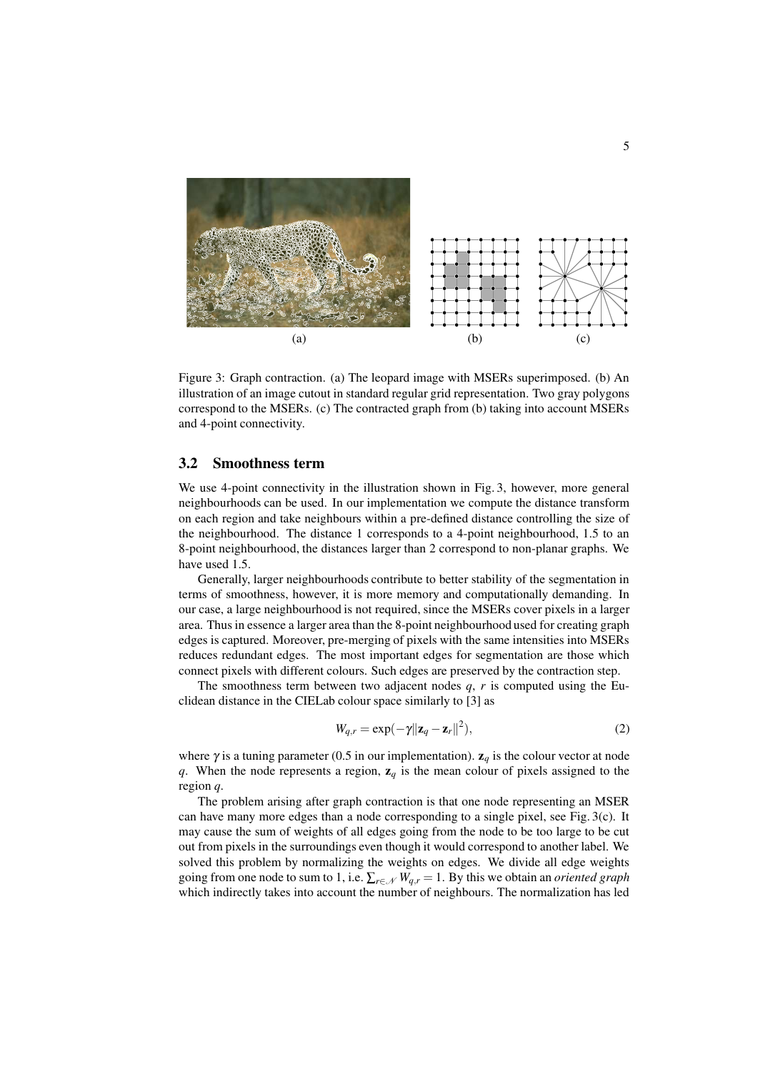(a) (b) (c)

Figure 3: Graph contraction. (a) The leopard image with MSERs superimposed. (b) An illustration of an image cutout in standard regular grid representation. Two gray polygons correspond to the MSERs. (c) The contracted graph from (b) taking into account MSERs and 4-point connectivity.

## 3.2 Smoothness term

We use 4-point connectivity in the illustration shown in Fig. 3, however, more general neighbourhoods can be used. In our implementation we compute the distance transform on each region and take neighbours within a pre-defined distance controlling the size of the neighbourhood. The distance 1 corresponds to a 4-point neighbourhood, 1.5 to an 8-point neighbourhood, the distances larger than 2 correspond to non-planar graphs. We have used 1.5.

Generally, larger neighbourhoods contribute to better stability of the segmentation in terms of smoothness, however, it is more memory and computationally demanding. In our case, a large neighbourhood is not required, since the MSERs cover pixels in a larger area. Thus in essence a larger area than the 8-point neighbourhood used for creating graph edges is captured. Moreover, pre-merging of pixels with the same intensities into MSERs reduces redundant edges. The most important edges for segmentation are those which connect pixels with different colours. Such edges are preserved by the contraction step.

The smoothness term between two adjacent nodes $q$, $r$ is computed using the Euclidean distance in the CIELab colour space similarly to [3] as

$$W_{q,r} = \exp(-\gamma \|\mathbf{z}_q - \mathbf{z}_r\|^2), \tag{2}$$

where $\gamma$ is a tuning parameter (0.5 in our implementation). $\mathbf{z}_q$ is the colour vector at node $q$. When the node represents a region, $\mathbf{z}_q$ is the mean colour of pixels assigned to the region $q$.

The problem arising after graph contraction is that one node representing an MSER can have many more edges than a node corresponding to a single pixel, see Fig. 3(c). It may cause the sum of weights of all edges going from the node to be too large to be cut out from pixels in the surroundings even though it would correspond to another label. We solved this problem by normalizing the weights on edges. We divide all edge weights going from one node to sum to 1, i.e. $\sum_{r \in \mathcal{N}} W_{q,r} = 1$. By this we obtain an *oriented graph* which indirectly takes into account the number of neighbours. The normalization has led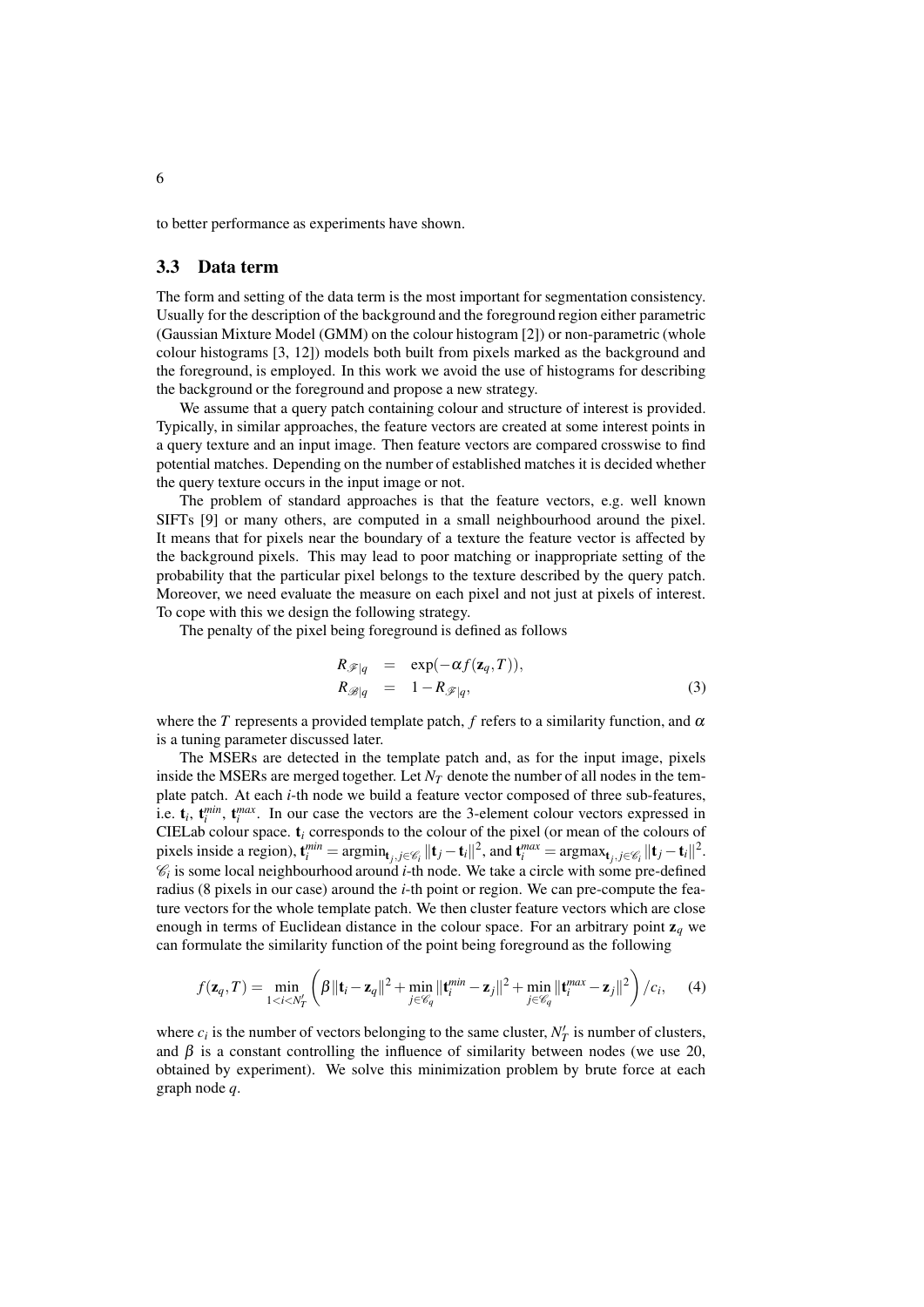to better performance as experiments have shown.

## 3.3 Data term

The form and setting of the data term is the most important for segmentation consistency. Usually for the description of the background and the foreground region either parametric (Gaussian Mixture Model (GMM) on the colour histogram [2]) or non-parametric (whole colour histograms [3, 12]) models both built from pixels marked as the background and the foreground, is employed. In this work we avoid the use of histograms for describing the background or the foreground and propose a new strategy.

We assume that a query patch containing colour and structure of interest is provided. Typically, in similar approaches, the feature vectors are created at some interest points in a query texture and an input image. Then feature vectors are compared crosswise to find potential matches. Depending on the number of established matches it is decided whether the query texture occurs in the input image or not.

The problem of standard approaches is that the feature vectors, e.g. well known SIFTs [9] or many others, are computed in a small neighbourhood around the pixel. It means that for pixels near the boundary of a texture the feature vector is affected by the background pixels. This may lead to poor matching or inappropriate setting of the probability that the particular pixel belongs to the texture described by the query patch. Moreover, we need evaluate the measure on each pixel and not just at pixels of interest. To cope with this we design the following strategy.

The penalty of the pixel being foreground is defined as follows

$$
\begin{aligned}
R_{\mathscr{F}|q} &= \exp(-\alpha f(\mathbf{z}_q, T)), \\
R_{\mathscr{B}|q} &= 1 - R_{\mathscr{F}|q},
\end{aligned} \tag{3}
$$

where the $T$ represents a provided template patch, $f$ refers to a similarity function, and $\alpha$ is a tuning parameter discussed later.

The MSERs are detected in the template patch and, as for the input image, pixels inside the MSERs are merged together. Let $N_T$ denote the number of all nodes in the template patch. At each $i$-th node we build a feature vector composed of three sub-features, i.e. $\mathbf{t}_i$, $\mathbf{t}_i^{min}$, $\mathbf{t}_i^{max}$. In our case the vectors are the 3-element colour vectors expressed in CIELab colour space. $\mathbf{t}_i$ corresponds to the colour of the pixel (or mean of the colours of pixels inside a region), $\mathbf{t}_i^{min} = \operatorname{argmin}_{\mathbf{t}_j, j\in\mathscr{C}_i} \|\mathbf{t}_j - \mathbf{t}_i\|^2$, and $\mathbf{t}_i^{max} = \operatorname{argmax}_{\mathbf{t}_j, j\in\mathscr{C}_i} \|\mathbf{t}_j - \mathbf{t}_i\|^2$. $\mathscr{C}_i$ is some local neighbourhood around $i$-th node. We take a circle with some pre-defined radius (8 pixels in our case) around the $i$-th point or region. We can pre-compute the feature vectors for the whole template patch. We then cluster feature vectors which are close enough in terms of Euclidean distance in the colour space. For an arbitrary point $\mathbf{z}_q$ we can formulate the similarity function of the point being foreground as the following

$$
f(\mathbf{z}_q, T) = \min_{1<i<N'_T} \left( \beta \|\mathbf{t}_i - \mathbf{z}_q\|^2 + \min_{j\in\mathscr{C}_q} \|\mathbf{t}_i^{min} - \mathbf{z}_j\|^2 + \min_{j\in\mathscr{C}_q} \|\mathbf{t}_i^{max} - \mathbf{z}_j\|^2 \right) / c_i, \tag{4}
$$

where $c_i$ is the number of vectors belonging to the same cluster, $N'_T$ is number of clusters, and $\beta$ is a constant controlling the influence of similarity between nodes (we use 20, obtained by experiment). We solve this minimization problem by brute force at each graph node $q$.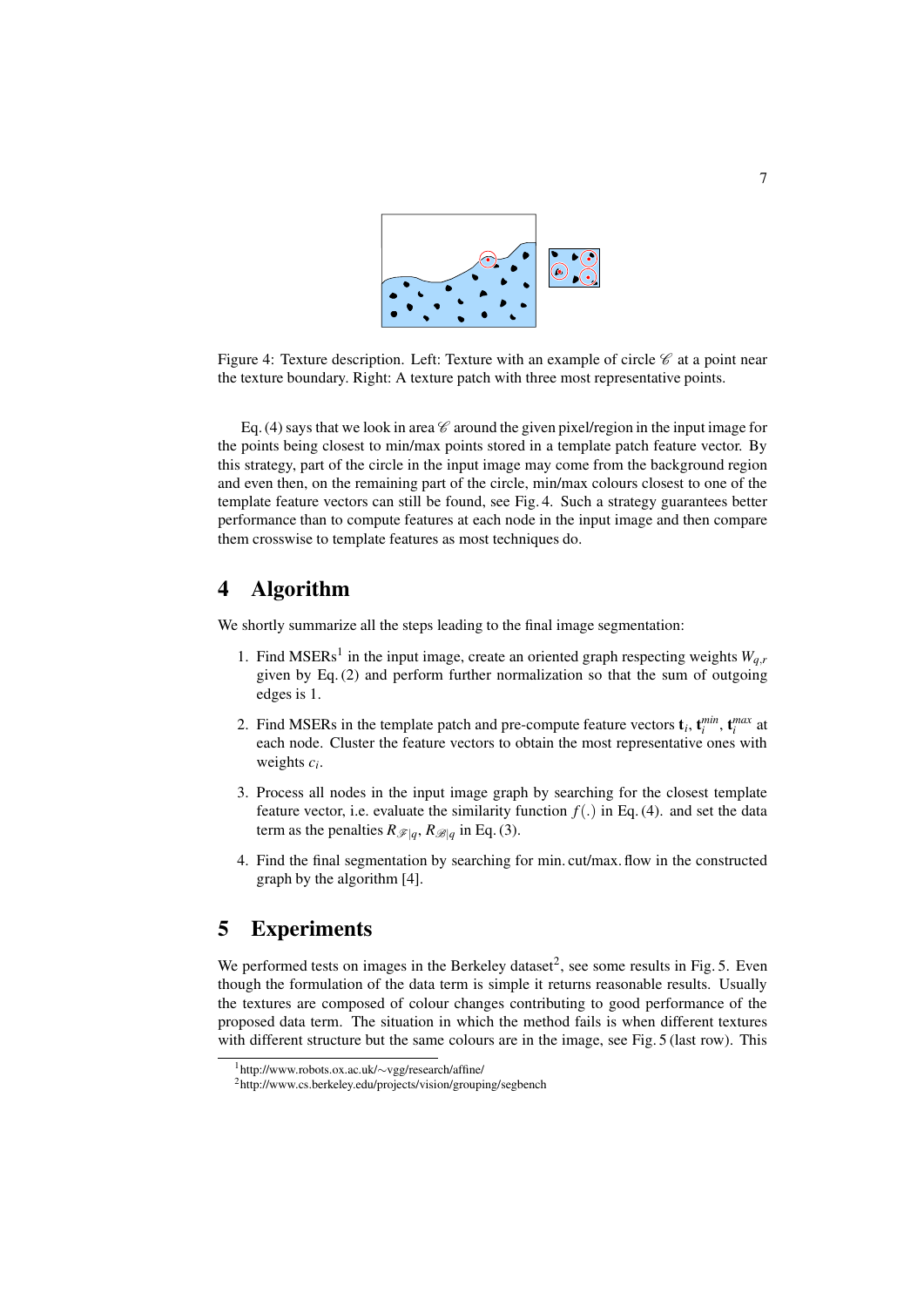Figure 4: Texture description. Left: Texture with an example of circle $\mathscr{C}$ at a point near the texture boundary. Right: A texture patch with three most representative points.

Eq. (4) says that we look in area $\mathscr{C}$ around the given pixel/region in the input image for the points being closest to min/max points stored in a template patch feature vector. By this strategy, part of the circle in the input image may come from the background region and even then, on the remaining part of the circle, min/max colours closest to one of the template feature vectors can still be found, see Fig. 4. Such a strategy guarantees better performance than to compute features at each node in the input image and then compare them crosswise to template features as most techniques do.

# 4 Algorithm

We shortly summarize all the steps leading to the final image segmentation:

1. Find MSERs[1] in the input image, create an oriented graph respecting weights $W_{q,r}$ given by Eq. (2) and perform further normalization so that the sum of outgoing edges is 1.
2. Find MSERs in the template patch and pre-compute feature vectors $\mathbf{t}_i$, $\mathbf{t}_i^{min}$, $\mathbf{t}_i^{max}$ at each node. Cluster the feature vectors to obtain the most representative ones with weights $c_i$.
3. Process all nodes in the input image graph by searching for the closest template feature vector, i.e. evaluate the similarity function $f(.)$ in Eq. (4). and set the data term as the penalties $R_{\mathscr{F}|q}$, $R_{\mathscr{B}|q}$ in Eq. (3).
4. Find the final segmentation by searching for min. cut/max. flow in the constructed graph by the algorithm [4].

# 5 Experiments

We performed tests on images in the Berkeley dataset[2], see some results in Fig. 5. Even though the formulation of the data term is simple it returns reasonable results. Usually the textures are composed of colour changes contributing to good performance of the proposed data term. The situation in which the method fails is when different textures with different structure but the same colours are in the image, see Fig. 5 (last row). This

[1] http://www.robots.ox.ac.uk/~vgg/research/affine/

[2] http://www.cs.berkeley.edu/projects/vision/grouping/segbench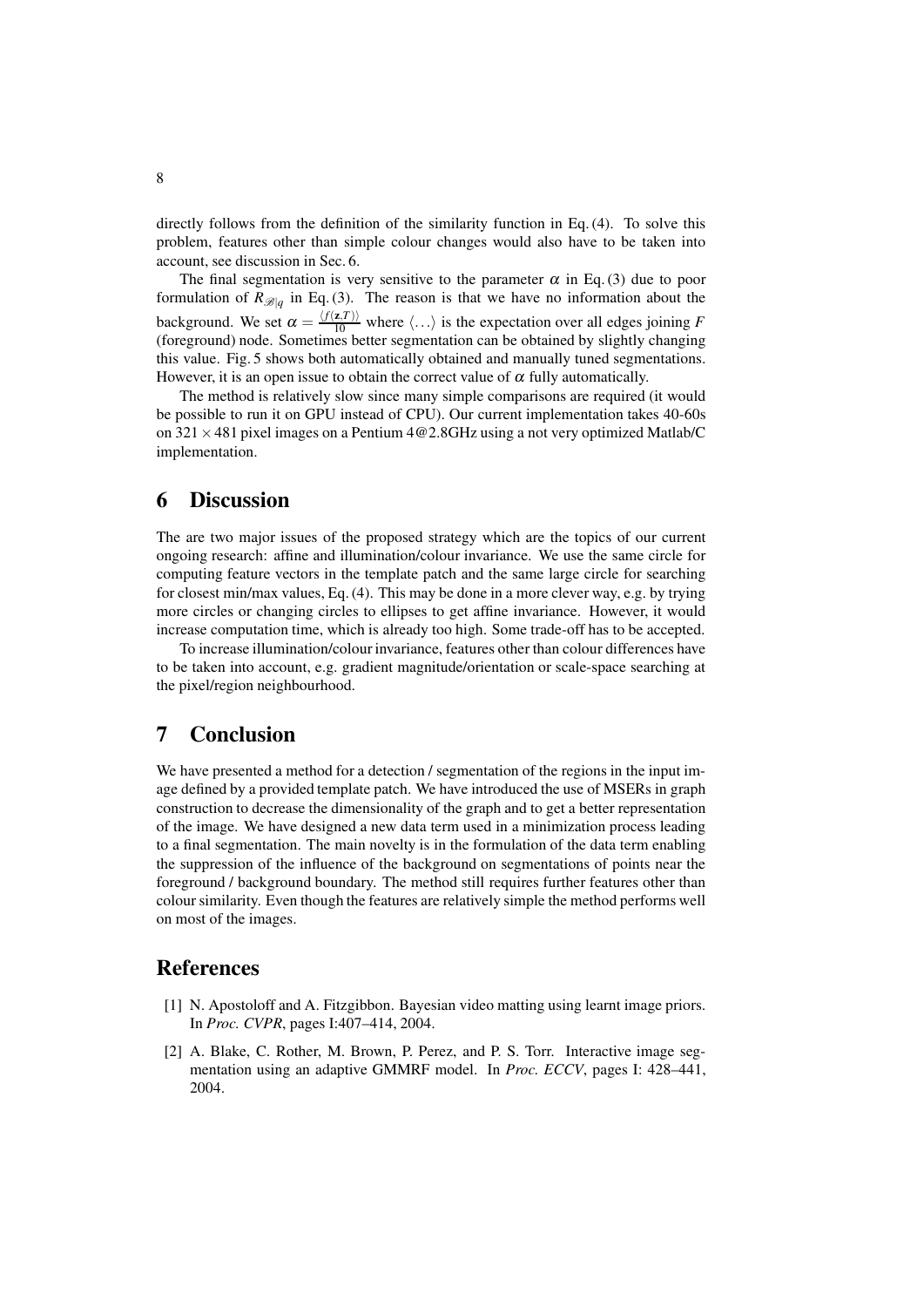directly follows from the definition of the similarity function in Eq. (4). To solve this problem, features other than simple colour changes would also have to be taken into account, see discussion in Sec. 6.

The final segmentation is very sensitive to the parameter $\alpha$ in Eq. (3) due to poor formulation of $R_{\mathscr{B}|q}$ in Eq. (3). The reason is that we have no information about the background. We set $\alpha = \frac{\langle f(\mathbf{z},T) \rangle}{10}$ where $\langle \ldots \rangle$ is the expectation over all edges joining $F$ (foreground) node. Sometimes better segmentation can be obtained by slightly changing this value. Fig. 5 shows both automatically obtained and manually tuned segmentations. However, it is an open issue to obtain the correct value of $\alpha$ fully automatically.

The method is relatively slow since many simple comparisons are required (it would be possible to run it on GPU instead of CPU). Our current implementation takes 40-60s on $321 \times 481$ pixel images on a Pentium 4@2.8GHz using a not very optimized Matlab/C implementation.

# 6 Discussion

The are two major issues of the proposed strategy which are the topics of our current ongoing research: affine and illumination/colour invariance. We use the same circle for computing feature vectors in the template patch and the same large circle for searching for closest min/max values, Eq. (4). This may be done in a more clever way, e.g. by trying more circles or changing circles to ellipses to get affine invariance. However, it would increase computation time, which is already too high. Some trade-off has to be accepted.

To increase illumination/colour invariance, features other than colour differences have to be taken into account, e.g. gradient magnitude/orientation or scale-space searching at the pixel/region neighbourhood.

# 7 Conclusion

We have presented a method for a detection / segmentation of the regions in the input image defined by a provided template patch. We have introduced the use of MSERs in graph construction to decrease the dimensionality of the graph and to get a better representation of the image. We have designed a new data term used in a minimization process leading to a final segmentation. The main novelty is in the formulation of the data term enabling the suppression of the influence of the background on segmentations of points near the foreground / background boundary. The method still requires further features other than colour similarity. Even though the features are relatively simple the method performs well on most of the images.

# References

[1] N. Apostoloff and A. Fitzgibbon. Bayesian video matting using learnt image priors. In *Proc. CVPR*, pages I:407–414, 2004.

[2] A. Blake, C. Rother, M. Brown, P. Perez, and P. S. Torr. Interactive image segmentation using an adaptive GMMRF model. In *Proc. ECCV*, pages I: 428–441, 2004.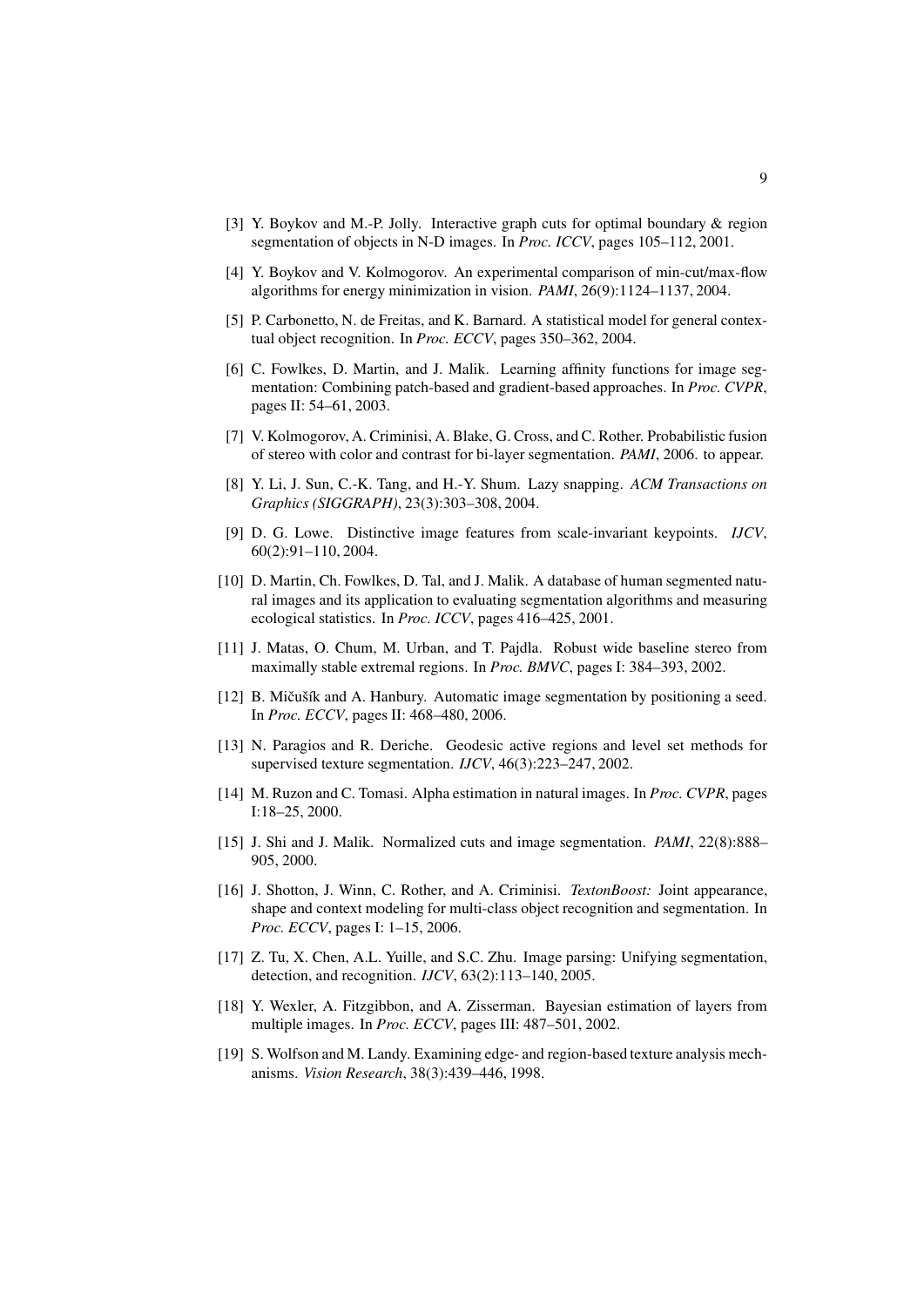[3] Y. Boykov and M.-P. Jolly. Interactive graph cuts for optimal boundary & region segmentation of objects in N-D images. In *Proc. ICCV*, pages 105–112, 2001.

[4] Y. Boykov and V. Kolmogorov. An experimental comparison of min-cut/max-flow algorithms for energy minimization in vision. *PAMI*, 26(9):1124–1137, 2004.

[5] P. Carbonetto, N. de Freitas, and K. Barnard. A statistical model for general contextual object recognition. In *Proc. ECCV*, pages 350–362, 2004.

[6] C. Fowlkes, D. Martin, and J. Malik. Learning affinity functions for image segmentation: Combining patch-based and gradient-based approaches. In *Proc. CVPR*, pages II: 54–61, 2003.

[7] V. Kolmogorov, A. Criminisi, A. Blake, G. Cross, and C. Rother. Probabilistic fusion of stereo with color and contrast for bi-layer segmentation. *PAMI*, 2006. to appear.

[8] Y. Li, J. Sun, C.-K. Tang, and H.-Y. Shum. Lazy snapping. *ACM Transactions on Graphics (SIGGRAPH)*, 23(3):303–308, 2004.

[9] D. G. Lowe. Distinctive image features from scale-invariant keypoints. *IJCV*, 60(2):91–110, 2004.

[10] D. Martin, Ch. Fowlkes, D. Tal, and J. Malik. A database of human segmented natural images and its application to evaluating segmentation algorithms and measuring ecological statistics. In *Proc. ICCV*, pages 416–425, 2001.

[11] J. Matas, O. Chum, M. Urban, and T. Pajdla. Robust wide baseline stereo from maximally stable extremal regions. In *Proc. BMVC*, pages I: 384–393, 2002.

[12] B. Mičušík and A. Hanbury. Automatic image segmentation by positioning a seed. In *Proc. ECCV*, pages II: 468–480, 2006.

[13] N. Paragios and R. Deriche. Geodesic active regions and level set methods for supervised texture segmentation. *IJCV*, 46(3):223–247, 2002.

[14] M. Ruzon and C. Tomasi. Alpha estimation in natural images. In *Proc. CVPR*, pages I:18–25, 2000.

[15] J. Shi and J. Malik. Normalized cuts and image segmentation. *PAMI*, 22(8):888–905, 2000.

[16] J. Shotton, J. Winn, C. Rother, and A. Criminisi. *TextonBoost:* Joint appearance, shape and context modeling for multi-class object recognition and segmentation. In *Proc. ECCV*, pages I: 1–15, 2006.

[17] Z. Tu, X. Chen, A.L. Yuille, and S.C. Zhu. Image parsing: Unifying segmentation, detection, and recognition. *IJCV*, 63(2):113–140, 2005.

[18] Y. Wexler, A. Fitzgibbon, and A. Zisserman. Bayesian estimation of layers from multiple images. In *Proc. ECCV*, pages III: 487–501, 2002.

[19] S. Wolfson and M. Landy. Examining edge- and region-based texture analysis mechanisms. *Vision Research*, 38(3):439–446, 1998.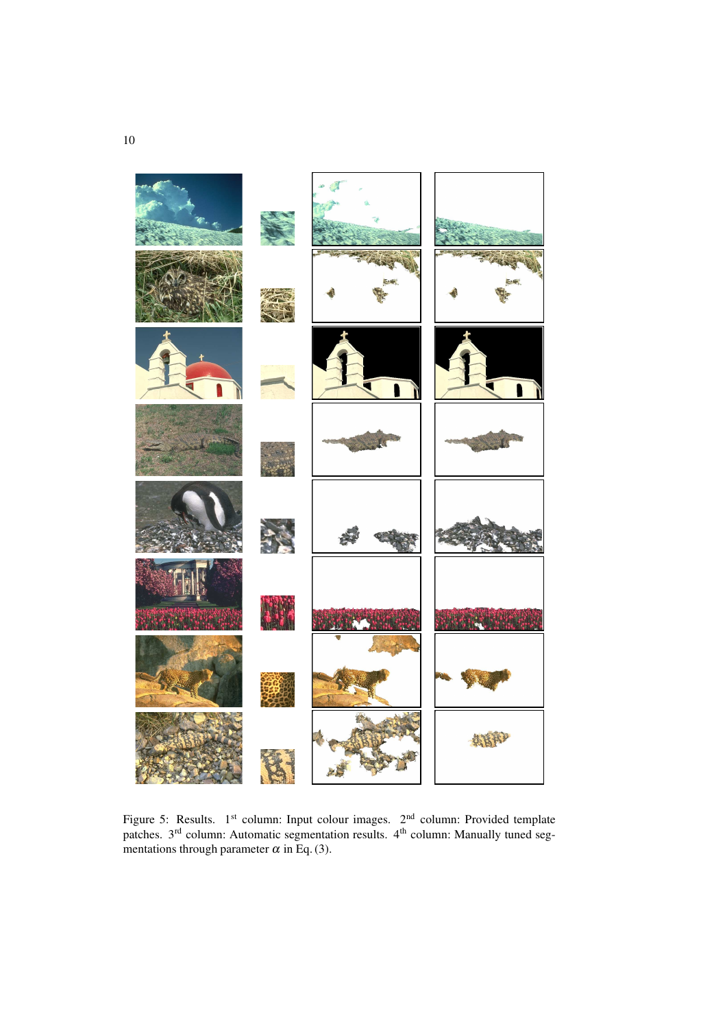Figure 5: Results. 1st column: Input colour images. 2nd column: Provided template patches. 3rd column: Automatic segmentation results. 4th column: Manually tuned segmentations through parameter $\alpha$ in Eq. (3).